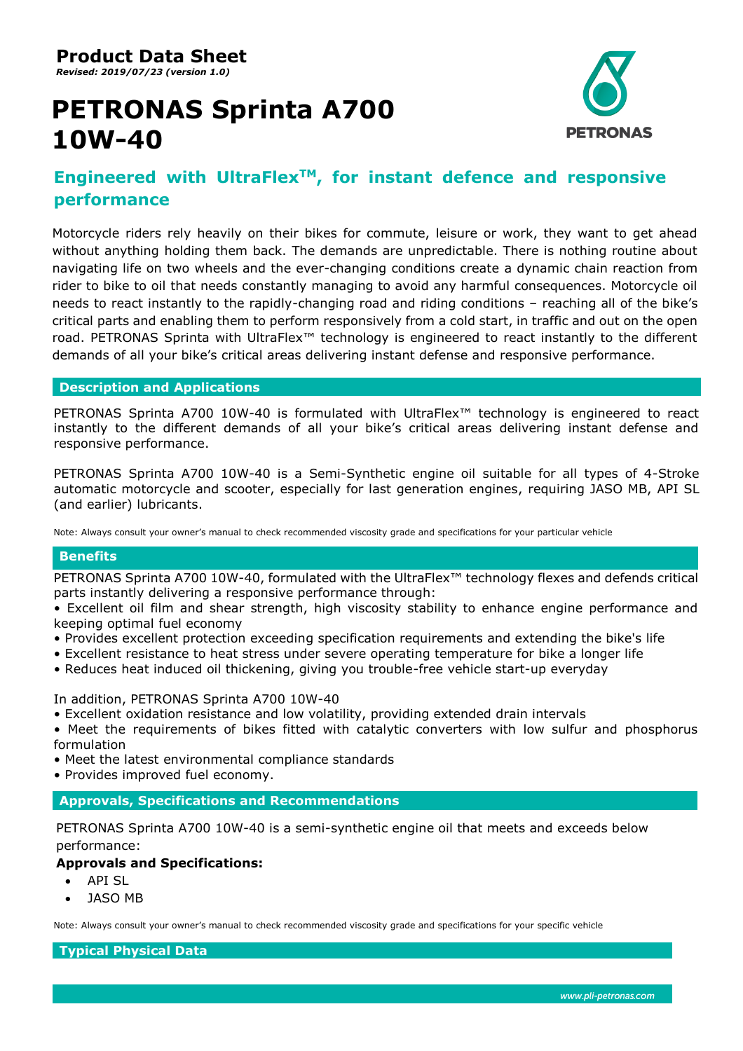# Product Data Sheet

***Revised: 2019/07/23 (version 1.0)***

# PETRONAS Sprinta A700 10W-40

## Engineered with UltraFlex™, for instant defence and responsive performance

Motorcycle riders rely heavily on their bikes for commute, leisure or work, they want to get ahead without anything holding them back. The demands are unpredictable. There is nothing routine about navigating life on two wheels and the ever-changing conditions create a dynamic chain reaction from rider to bike to oil that needs constantly managing to avoid any harmful consequences. Motorcycle oil needs to react instantly to the rapidly-changing road and riding conditions – reaching all of the bike's critical parts and enabling them to perform responsively from a cold start, in traffic and out on the open road. PETRONAS Sprinta with UltraFlex™ technology is engineered to react instantly to the different demands of all your bike's critical areas delivering instant defense and responsive performance.

## Description and Applications

PETRONAS Sprinta A700 10W-40 is formulated with UltraFlex™ technology is engineered to react instantly to the different demands of all your bike's critical areas delivering instant defense and responsive performance.

PETRONAS Sprinta A700 10W-40 is a Semi-Synthetic engine oil suitable for all types of 4-Stroke automatic motorcycle and scooter, especially for last generation engines, requiring JASO MB, API SL (and earlier) lubricants.

Note: Always consult your owner's manual to check recommended viscosity grade and specifications for your particular vehicle

## Benefits

PETRONAS Sprinta A700 10W-40, formulated with the UltraFlex™ technology flexes and defends critical parts instantly delivering a responsive performance through:

- Excellent oil film and shear strength, high viscosity stability to enhance engine performance and keeping optimal fuel economy
- Provides excellent protection exceeding specification requirements and extending the bike's life
- Excellent resistance to heat stress under severe operating temperature for bike a longer life
- Reduces heat induced oil thickening, giving you trouble-free vehicle start-up everyday

In addition, PETRONAS Sprinta A700 10W-40

- Excellent oxidation resistance and low volatility, providing extended drain intervals
- Meet the requirements of bikes fitted with catalytic converters with low sulfur and phosphorus formulation
- Meet the latest environmental compliance standards
- Provides improved fuel economy.

## Approvals, Specifications and Recommendations

PETRONAS Sprinta A700 10W-40 is a semi-synthetic engine oil that meets and exceeds below performance:

**Approvals and Specifications:**

- API SL
- JASO MB

Note: Always consult your owner's manual to check recommended viscosity grade and specifications for your specific vehicle

## Typical Physical Data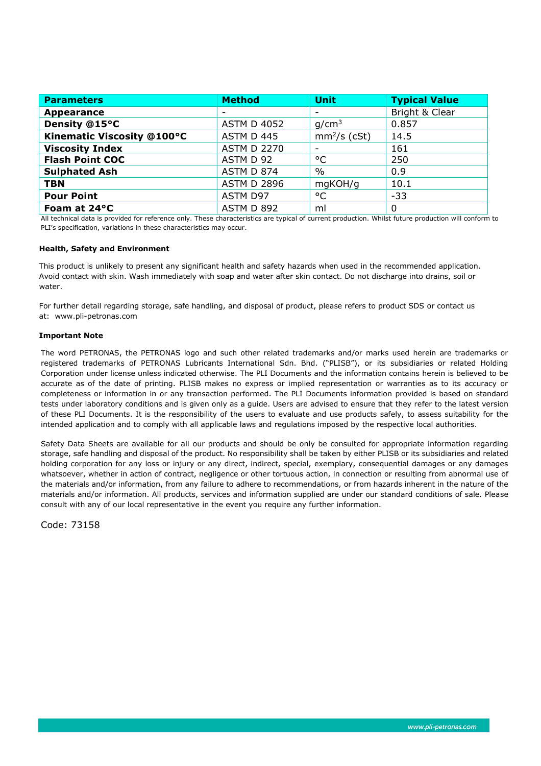| Parameters | Method | Unit | Typical Value |
| --- | --- | --- | --- |
| **Appearance** | - | - | Bright & Clear |
| **Density @15°C** | ASTM D 4052 | $g/cm^3$ | 0.857 |
| **Kinematic Viscosity @100°C** | ASTM D 445 | $mm^2/s$ (cSt) | 14.5 |
| **Viscosity Index** | ASTM D 2270 | - | 161 |
| **Flash Point COC** | ASTM D 92 | °C | 250 |
| **Sulphated Ash** | ASTM D 874 | % | 0.9 |
| **TBN** | ASTM D 2896 | mgKOH/g | 10.1 |
| **Pour Point** | ASTM D97 | °C | -33 |
| **Foam at 24°C** | ASTM D 892 | ml | 0 |

All technical data is provided for reference only. These characteristics are typical of current production. Whilst future production will conform to PLI's specification, variations in these characteristics may occur.

**Health, Safety and Environment**

This product is unlikely to present any significant health and safety hazards when used in the recommended application. Avoid contact with skin. Wash immediately with soap and water after skin contact. Do not discharge into drains, soil or water.

For further detail regarding storage, safe handling, and disposal of product, please refers to product SDS or contact us at: www.pli-petronas.com

**Important Note**

The word PETRONAS, the PETRONAS logo and such other related trademarks and/or marks used herein are trademarks or registered trademarks of PETRONAS Lubricants International Sdn. Bhd. ("PLISB"), or its subsidiaries or related Holding Corporation under license unless indicated otherwise. The PLI Documents and the information contains herein is believed to be accurate as of the date of printing. PLISB makes no express or implied representation or warranties as to its accuracy or completeness or information in or any transaction performed. The PLI Documents information provided is based on standard tests under laboratory conditions and is given only as a guide. Users are advised to ensure that they refer to the latest version of these PLI Documents. It is the responsibility of the users to evaluate and use products safely, to assess suitability for the intended application and to comply with all applicable laws and regulations imposed by the respective local authorities.

Safety Data Sheets are available for all our products and should be only be consulted for appropriate information regarding storage, safe handling and disposal of the product. No responsibility shall be taken by either PLISB or its subsidiaries and related holding corporation for any loss or injury or any direct, indirect, special, exemplary, consequential damages or any damages whatsoever, whether in action of contract, negligence or other tortuous action, in connection or resulting from abnormal use of the materials and/or information, from any failure to adhere to recommendations, or from hazards inherent in the nature of the materials and/or information. All products, services and information supplied are under our standard conditions of sale. Please consult with any of our local representative in the event you require any further information.

Code: 73158